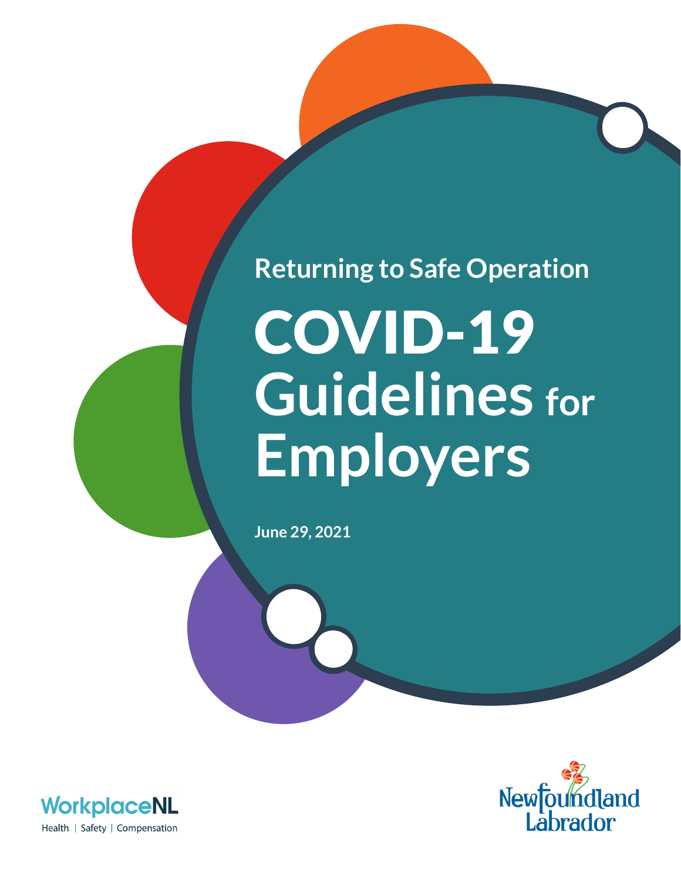## Returning to Safe Operation

# COVID-19 Guidelines for Employers

**June 29, 2021**

WorkplaceNL

Health | Safety | Compensation

Newfoundland Labrador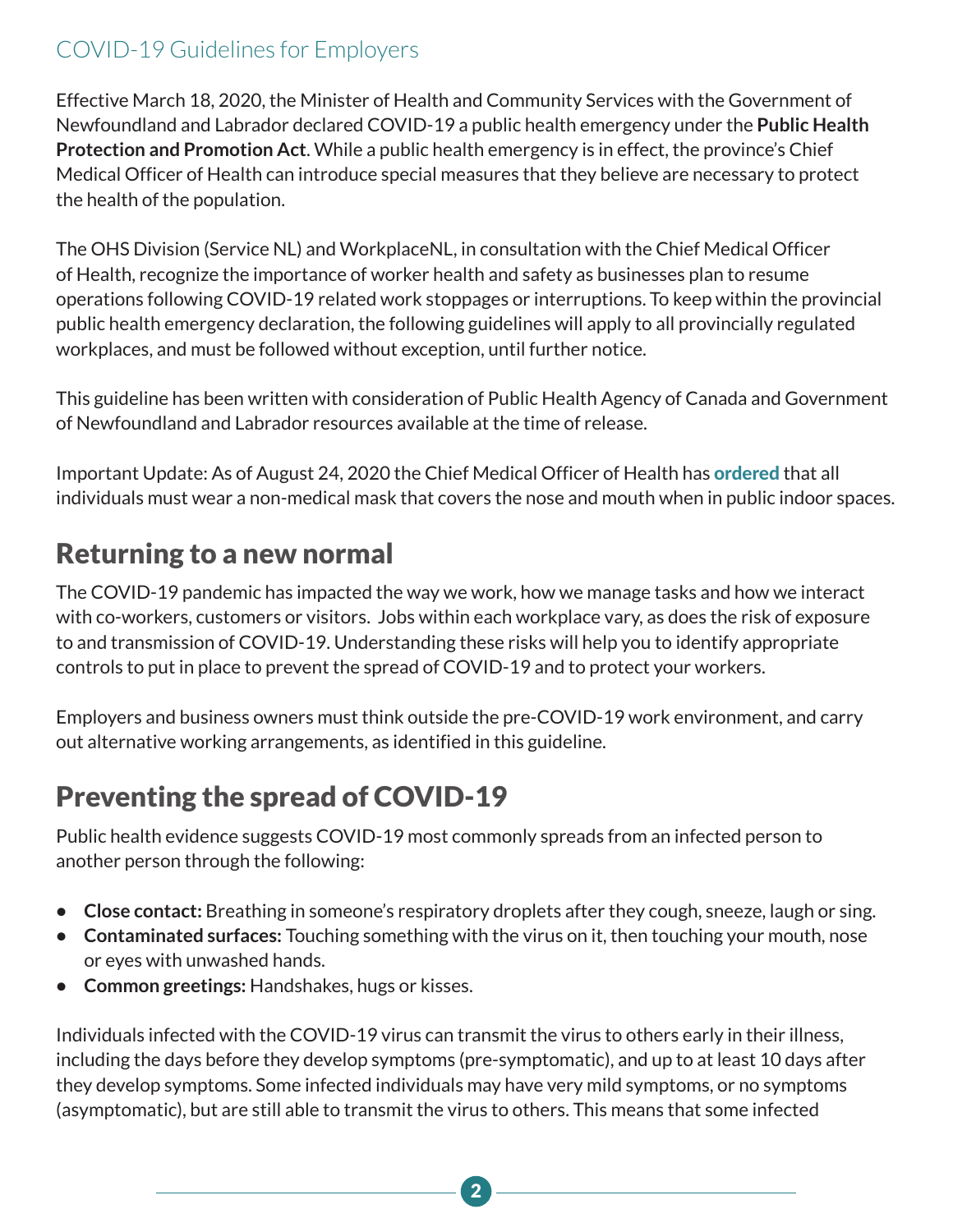COVID-19 Guidelines for Employers

Effective March 18, 2020, the Minister of Health and Community Services with the Government of Newfoundland and Labrador declared COVID-19 a public health emergency under the **Public Health Protection and Promotion Act**. While a public health emergency is in effect, the province's Chief Medical Officer of Health can introduce special measures that they believe are necessary to protect the health of the population.

The OHS Division (Service NL) and WorkplaceNL, in consultation with the Chief Medical Officer of Health, recognize the importance of worker health and safety as businesses plan to resume operations following COVID-19 related work stoppages or interruptions. To keep within the provincial public health emergency declaration, the following guidelines will apply to all provincially regulated workplaces, and must be followed without exception, until further notice.

This guideline has been written with consideration of Public Health Agency of Canada and Government of Newfoundland and Labrador resources available at the time of release.

Important Update: As of August 24, 2020 the Chief Medical Officer of Health has **ordered** that all individuals must wear a non-medical mask that covers the nose and mouth when in public indoor spaces.

## Returning to a new normal

The COVID-19 pandemic has impacted the way we work, how we manage tasks and how we interact with co-workers, customers or visitors. Jobs within each workplace vary, as does the risk of exposure to and transmission of COVID-19. Understanding these risks will help you to identify appropriate controls to put in place to prevent the spread of COVID-19 and to protect your workers.

Employers and business owners must think outside the pre-COVID-19 work environment, and carry out alternative working arrangements, as identified in this guideline.

## Preventing the spread of COVID-19

Public health evidence suggests COVID-19 most commonly spreads from an infected person to another person through the following:

- **Close contact:** Breathing in someone's respiratory droplets after they cough, sneeze, laugh or sing.
- **Contaminated surfaces:** Touching something with the virus on it, then touching your mouth, nose or eyes with unwashed hands.
- **Common greetings:** Handshakes, hugs or kisses.

Individuals infected with the COVID-19 virus can transmit the virus to others early in their illness, including the days before they develop symptoms (pre-symptomatic), and up to at least 10 days after they develop symptoms. Some infected individuals may have very mild symptoms, or no symptoms (asymptomatic), but are still able to transmit the virus to others. This means that some infected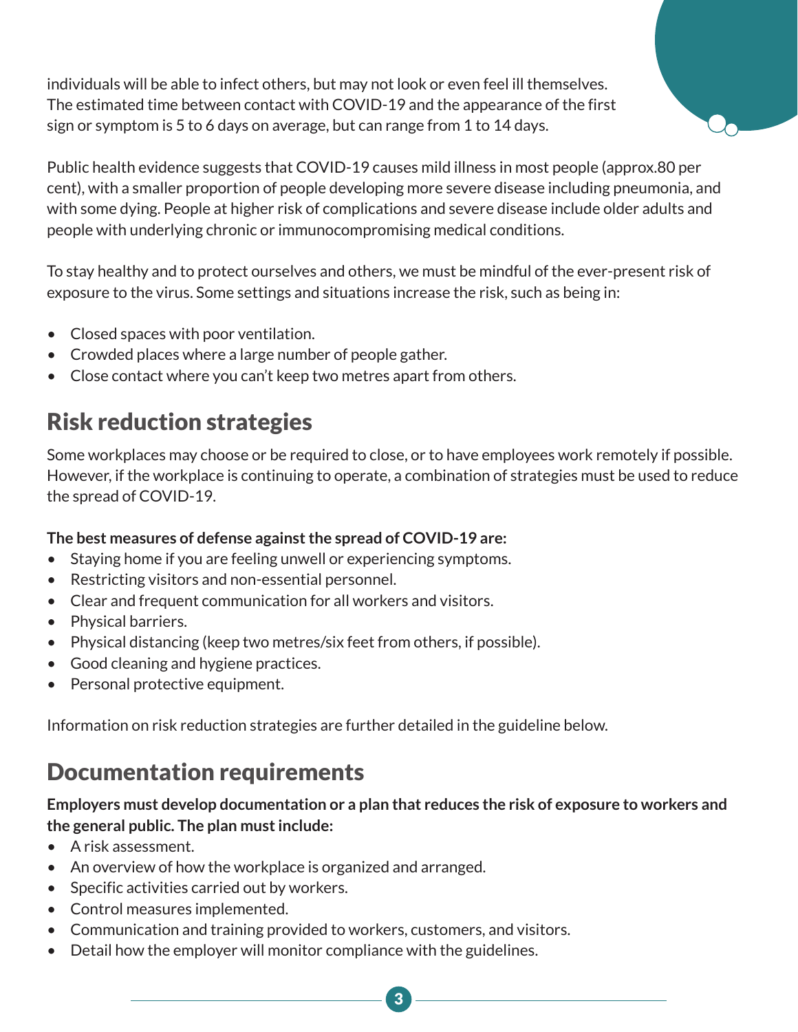individuals will be able to infect others, but may not look or even feel ill themselves. The estimated time between contact with COVID-19 and the appearance of the first sign or symptom is 5 to 6 days on average, but can range from 1 to 14 days.

Public health evidence suggests that COVID-19 causes mild illness in most people (approx.80 per cent), with a smaller proportion of people developing more severe disease including pneumonia, and with some dying. People at higher risk of complications and severe disease include older adults and people with underlying chronic or immunocompromising medical conditions.

To stay healthy and to protect ourselves and others, we must be mindful of the ever-present risk of exposure to the virus. Some settings and situations increase the risk, such as being in:

- Closed spaces with poor ventilation.
- Crowded places where a large number of people gather.
- Close contact where you can't keep two metres apart from others.

## Risk reduction strategies

Some workplaces may choose or be required to close, or to have employees work remotely if possible. However, if the workplace is continuing to operate, a combination of strategies must be used to reduce the spread of COVID-19.

**The best measures of defense against the spread of COVID-19 are:**

- Staying home if you are feeling unwell or experiencing symptoms.
- Restricting visitors and non-essential personnel.
- Clear and frequent communication for all workers and visitors.
- Physical barriers.
- Physical distancing (keep two metres/six feet from others, if possible).
- Good cleaning and hygiene practices.
- Personal protective equipment.

Information on risk reduction strategies are further detailed in the guideline below.

## Documentation requirements

**Employers must develop documentation or a plan that reduces the risk of exposure to workers and the general public. The plan must include:**

- A risk assessment.
- An overview of how the workplace is organized and arranged.
- Specific activities carried out by workers.
- Control measures implemented.
- Communication and training provided to workers, customers, and visitors.
- Detail how the employer will monitor compliance with the guidelines.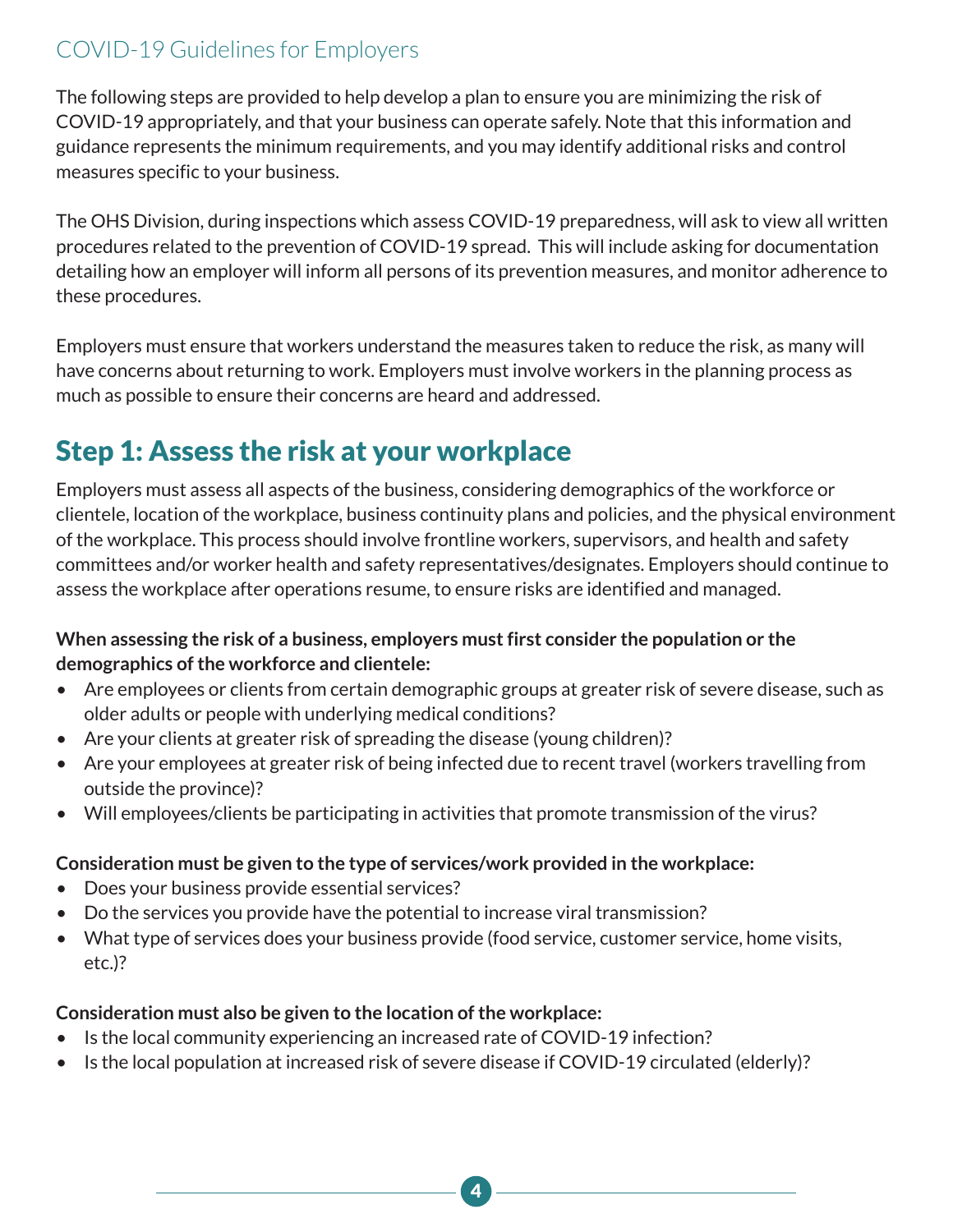## COVID-19 Guidelines for Employers

The following steps are provided to help develop a plan to ensure you are minimizing the risk of COVID-19 appropriately, and that your business can operate safely. Note that this information and guidance represents the minimum requirements, and you may identify additional risks and control measures specific to your business.

The OHS Division, during inspections which assess COVID-19 preparedness, will ask to view all written procedures related to the prevention of COVID-19 spread. This will include asking for documentation detailing how an employer will inform all persons of its prevention measures, and monitor adherence to these procedures.

Employers must ensure that workers understand the measures taken to reduce the risk, as many will have concerns about returning to work. Employers must involve workers in the planning process as much as possible to ensure their concerns are heard and addressed.

# Step 1: Assess the risk at your workplace

Employers must assess all aspects of the business, considering demographics of the workforce or clientele, location of the workplace, business continuity plans and policies, and the physical environment of the workplace. This process should involve frontline workers, supervisors, and health and safety committees and/or worker health and safety representatives/designates. Employers should continue to assess the workplace after operations resume, to ensure risks are identified and managed.

**When assessing the risk of a business, employers must first consider the population or the demographics of the workforce and clientele:**

- Are employees or clients from certain demographic groups at greater risk of severe disease, such as older adults or people with underlying medical conditions?
- Are your clients at greater risk of spreading the disease (young children)?
- Are your employees at greater risk of being infected due to recent travel (workers travelling from outside the province)?
- Will employees/clients be participating in activities that promote transmission of the virus?

**Consideration must be given to the type of services/work provided in the workplace:**

- Does your business provide essential services?
- Do the services you provide have the potential to increase viral transmission?
- What type of services does your business provide (food service, customer service, home visits, etc.)?

**Consideration must also be given to the location of the workplace:**

- Is the local community experiencing an increased rate of COVID-19 infection?
- Is the local population at increased risk of severe disease if COVID-19 circulated (elderly)?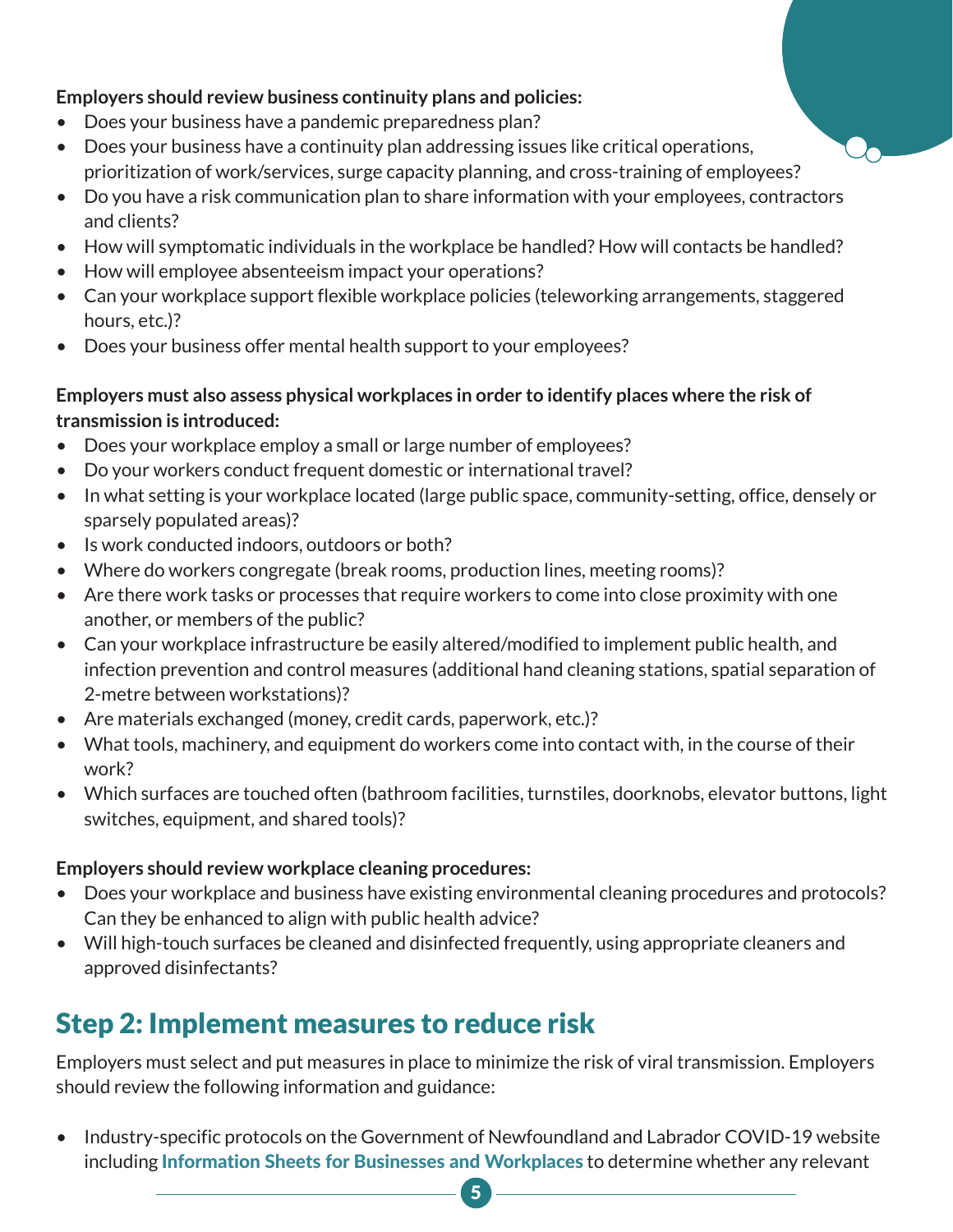**Employers should review business continuity plans and policies:**

- Does your business have a pandemic preparedness plan?
- Does your business have a continuity plan addressing issues like critical operations, prioritization of work/services, surge capacity planning, and cross-training of employees?
- Do you have a risk communication plan to share information with your employees, contractors and clients?
- How will symptomatic individuals in the workplace be handled? How will contacts be handled?
- How will employee absenteeism impact your operations?
- Can your workplace support flexible workplace policies (teleworking arrangements, staggered hours, etc.)?
- Does your business offer mental health support to your employees?

**Employers must also assess physical workplaces in order to identify places where the risk of transmission is introduced:**

- Does your workplace employ a small or large number of employees?
- Do your workers conduct frequent domestic or international travel?
- In what setting is your workplace located (large public space, community-setting, office, densely or sparsely populated areas)?
- Is work conducted indoors, outdoors or both?
- Where do workers congregate (break rooms, production lines, meeting rooms)?
- Are there work tasks or processes that require workers to come into close proximity with one another, or members of the public?
- Can your workplace infrastructure be easily altered/modified to implement public health, and infection prevention and control measures (additional hand cleaning stations, spatial separation of 2-metre between workstations)?
- Are materials exchanged (money, credit cards, paperwork, etc.)?
- What tools, machinery, and equipment do workers come into contact with, in the course of their work?
- Which surfaces are touched often (bathroom facilities, turnstiles, doorknobs, elevator buttons, light switches, equipment, and shared tools)?

**Employers should review workplace cleaning procedures:**

- Does your workplace and business have existing environmental cleaning procedures and protocols? Can they be enhanced to align with public health advice?
- Will high-touch surfaces be cleaned and disinfected frequently, using appropriate cleaners and approved disinfectants?

## Step 2: Implement measures to reduce risk

Employers must select and put measures in place to minimize the risk of viral transmission. Employers should review the following information and guidance:

- Industry-specific protocols on the Government of Newfoundland and Labrador COVID-19 website including **Information Sheets for Businesses and Workplaces** to determine whether any relevant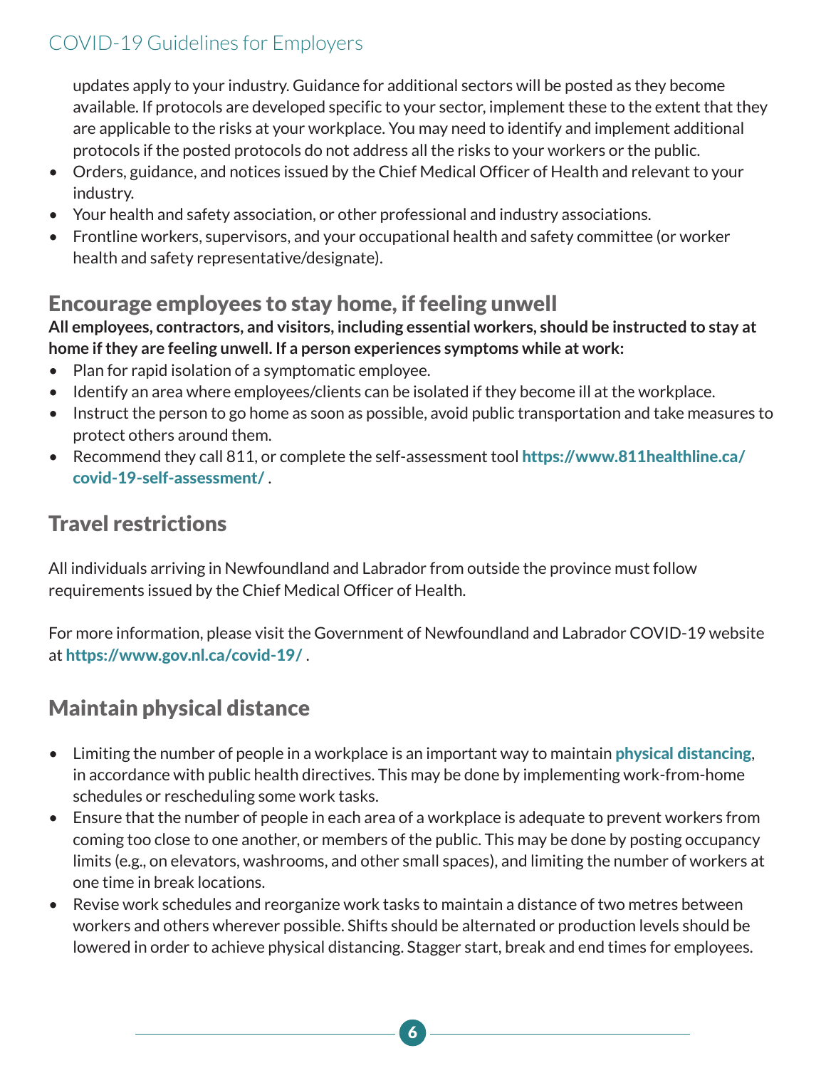updates apply to your industry. Guidance for additional sectors will be posted as they become available. If protocols are developed specific to your sector, implement these to the extent that they are applicable to the risks at your workplace. You may need to identify and implement additional protocols if the posted protocols do not address all the risks to your workers or the public.

- Orders, guidance, and notices issued by the Chief Medical Officer of Health and relevant to your industry.
- Your health and safety association, or other professional and industry associations.
- Frontline workers, supervisors, and your occupational health and safety committee (or worker health and safety representative/designate).

## Encourage employees to stay home, if feeling unwell

**All employees, contractors, and visitors, including essential workers, should be instructed to stay at home if they are feeling unwell. If a person experiences symptoms while at work:**

- Plan for rapid isolation of a symptomatic employee.
- Identify an area where employees/clients can be isolated if they become ill at the workplace.
- Instruct the person to go home as soon as possible, avoid public transportation and take measures to protect others around them.
- Recommend they call 811, or complete the self-assessment tool **https://www.811healthline.ca/covid-19-self-assessment/** .

## Travel restrictions

All individuals arriving in Newfoundland and Labrador from outside the province must follow requirements issued by the Chief Medical Officer of Health.

For more information, please visit the Government of Newfoundland and Labrador COVID-19 website at **https://www.gov.nl.ca/covid-19/** .

## Maintain physical distance

- Limiting the number of people in a workplace is an important way to maintain **physical distancing**, in accordance with public health directives. This may be done by implementing work-from-home schedules or rescheduling some work tasks.
- Ensure that the number of people in each area of a workplace is adequate to prevent workers from coming too close to one another, or members of the public. This may be done by posting occupancy limits (e.g., on elevators, washrooms, and other small spaces), and limiting the number of workers at one time in break locations.
- Revise work schedules and reorganize work tasks to maintain a distance of two metres between workers and others wherever possible. Shifts should be alternated or production levels should be lowered in order to achieve physical distancing. Stagger start, break and end times for employees.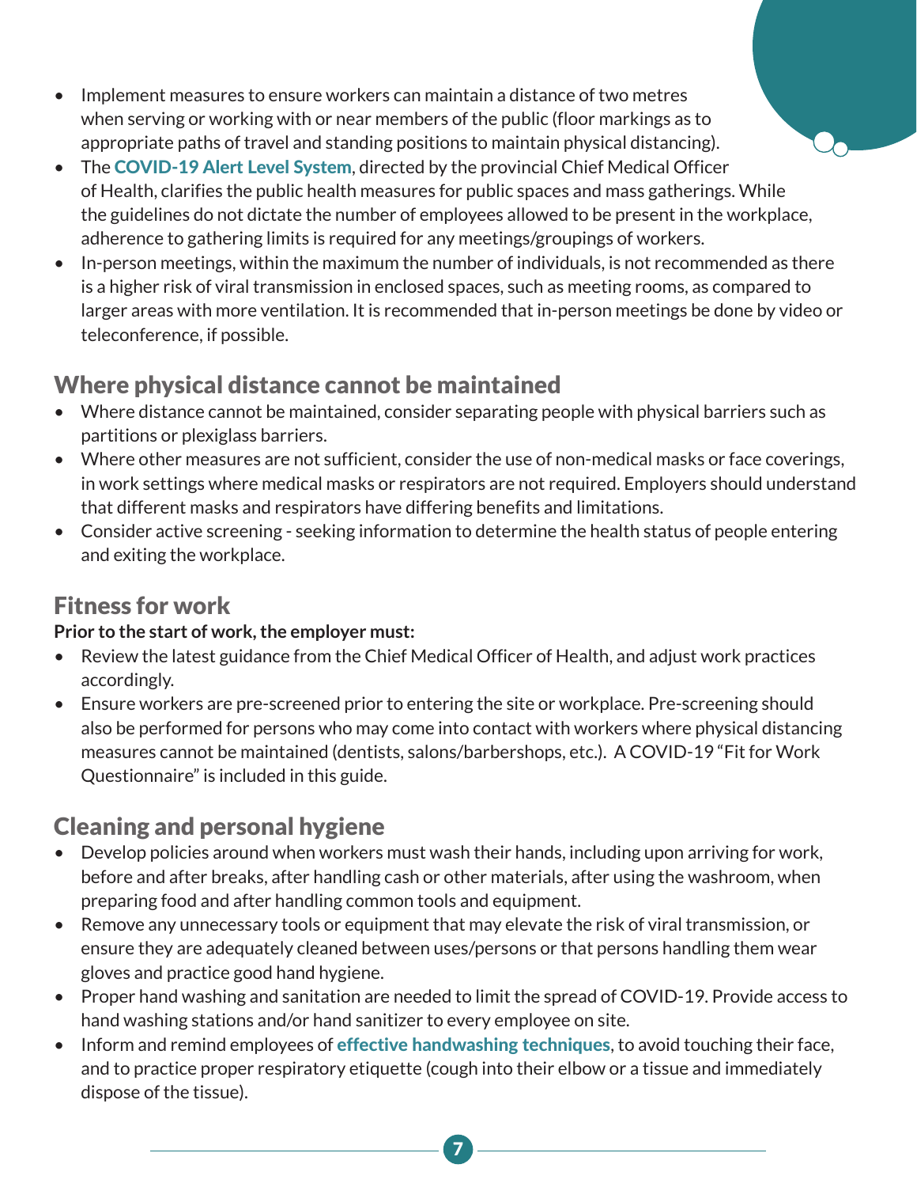- Implement measures to ensure workers can maintain a distance of two metres when serving or working with or near members of the public (floor markings as to appropriate paths of travel and standing positions to maintain physical distancing).
- The **COVID-19 Alert Level System**, directed by the provincial Chief Medical Officer of Health, clarifies the public health measures for public spaces and mass gatherings. While the guidelines do not dictate the number of employees allowed to be present in the workplace, adherence to gathering limits is required for any meetings/groupings of workers.
- In-person meetings, within the maximum the number of individuals, is not recommended as there is a higher risk of viral transmission in enclosed spaces, such as meeting rooms, as compared to larger areas with more ventilation. It is recommended that in-person meetings be done by video or teleconference, if possible.

## Where physical distance cannot be maintained

- Where distance cannot be maintained, consider separating people with physical barriers such as partitions or plexiglass barriers.
- Where other measures are not sufficient, consider the use of non-medical masks or face coverings, in work settings where medical masks or respirators are not required. Employers should understand that different masks and respirators have differing benefits and limitations.
- Consider active screening - seeking information to determine the health status of people entering and exiting the workplace.

## Fitness for work

**Prior to the start of work, the employer must:**

- Review the latest guidance from the Chief Medical Officer of Health, and adjust work practices accordingly.
- Ensure workers are pre-screened prior to entering the site or workplace. Pre-screening should also be performed for persons who may come into contact with workers where physical distancing measures cannot be maintained (dentists, salons/barbershops, etc.). A COVID-19 "Fit for Work Questionnaire" is included in this guide.

## Cleaning and personal hygiene

- Develop policies around when workers must wash their hands, including upon arriving for work, before and after breaks, after handling cash or other materials, after using the washroom, when preparing food and after handling common tools and equipment.
- Remove any unnecessary tools or equipment that may elevate the risk of viral transmission, or ensure they are adequately cleaned between uses/persons or that persons handling them wear gloves and practice good hand hygiene.
- Proper hand washing and sanitation are needed to limit the spread of COVID-19. Provide access to hand washing stations and/or hand sanitizer to every employee on site.
- Inform and remind employees of **effective handwashing techniques**, to avoid touching their face, and to practice proper respiratory etiquette (cough into their elbow or a tissue and immediately dispose of the tissue).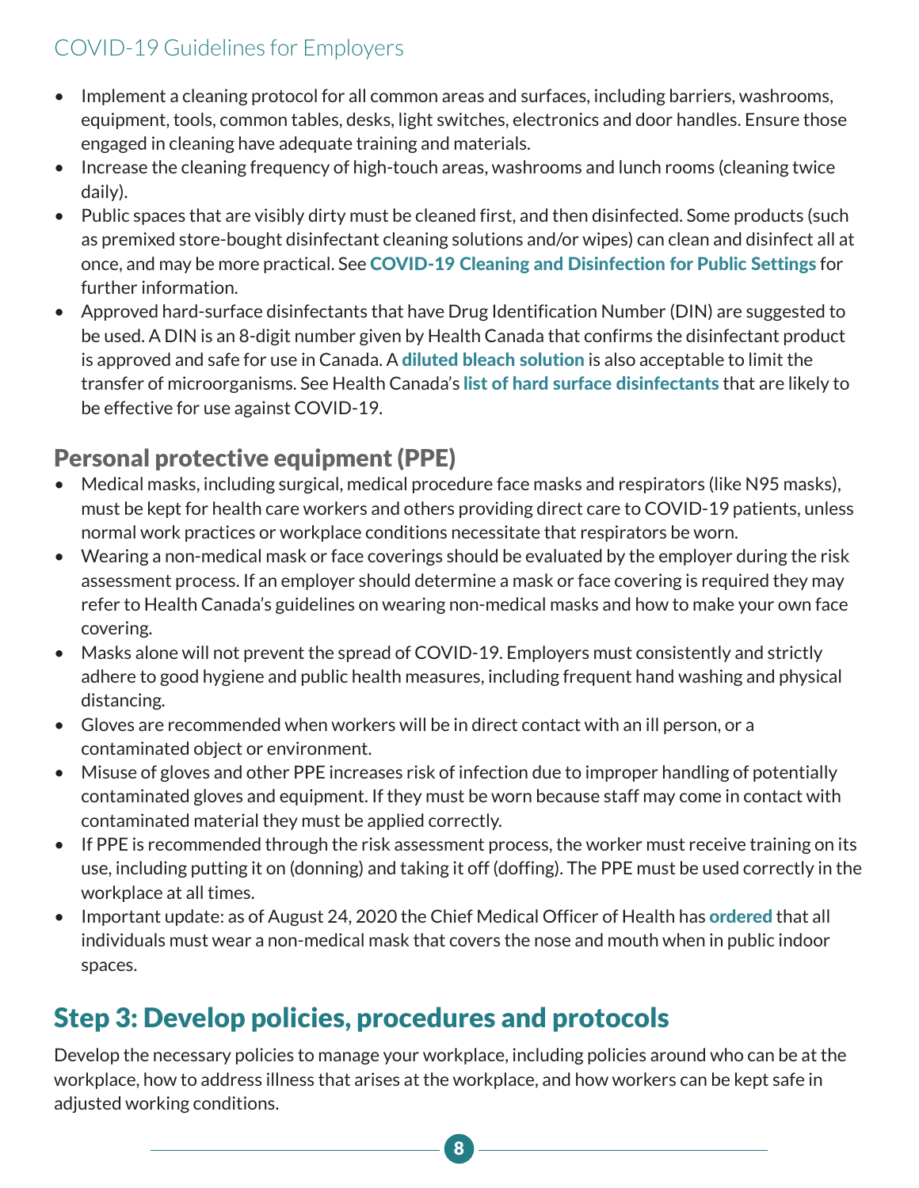- Implement a cleaning protocol for all common areas and surfaces, including barriers, washrooms, equipment, tools, common tables, desks, light switches, electronics and door handles. Ensure those engaged in cleaning have adequate training and materials.
- Increase the cleaning frequency of high-touch areas, washrooms and lunch rooms (cleaning twice daily).
- Public spaces that are visibly dirty must be cleaned first, and then disinfected. Some products (such as premixed store-bought disinfectant cleaning solutions and/or wipes) can clean and disinfect all at once, and may be more practical. See **COVID-19 Cleaning and Disinfection for Public Settings** for further information.
- Approved hard-surface disinfectants that have Drug Identification Number (DIN) are suggested to be used. A DIN is an 8-digit number given by Health Canada that confirms the disinfectant product is approved and safe for use in Canada. A **diluted bleach solution** is also acceptable to limit the transfer of microorganisms. See Health Canada's **list of hard surface disinfectants** that are likely to be effective for use against COVID-19.

## Personal protective equipment (PPE)

- Medical masks, including surgical, medical procedure face masks and respirators (like N95 masks), must be kept for health care workers and others providing direct care to COVID-19 patients, unless normal work practices or workplace conditions necessitate that respirators be worn.
- Wearing a non-medical mask or face coverings should be evaluated by the employer during the risk assessment process. If an employer should determine a mask or face covering is required they may refer to Health Canada's guidelines on wearing non-medical masks and how to make your own face covering.
- Masks alone will not prevent the spread of COVID-19. Employers must consistently and strictly adhere to good hygiene and public health measures, including frequent hand washing and physical distancing.
- Gloves are recommended when workers will be in direct contact with an ill person, or a contaminated object or environment.
- Misuse of gloves and other PPE increases risk of infection due to improper handling of potentially contaminated gloves and equipment. If they must be worn because staff may come in contact with contaminated material they must be applied correctly.
- If PPE is recommended through the risk assessment process, the worker must receive training on its use, including putting it on (donning) and taking it off (doffing). The PPE must be used correctly in the workplace at all times.
- Important update: as of August 24, 2020 the Chief Medical Officer of Health has **ordered** that all individuals must wear a non-medical mask that covers the nose and mouth when in public indoor spaces.

# Step 3: Develop policies, procedures and protocols

Develop the necessary policies to manage your workplace, including policies around who can be at the workplace, how to address illness that arises at the workplace, and how workers can be kept safe in adjusted working conditions.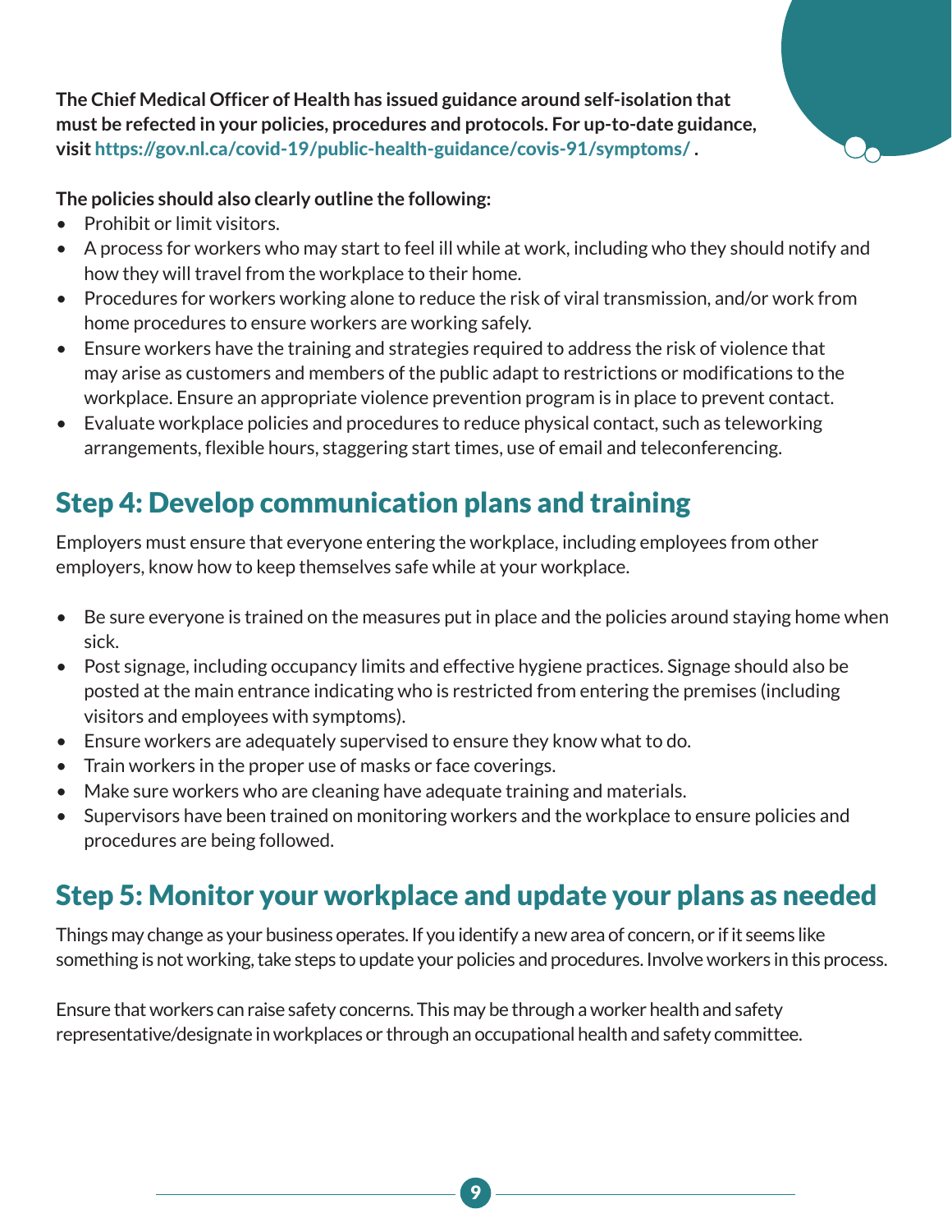**The Chief Medical Officer of Health has issued guidance around self-isolation that must be refected in your policies, procedures and protocols. For up-to-date guidance, visit https://gov.nl.ca/covid-19/public-health-guidance/covis-91/symptoms/ .**

**The policies should also clearly outline the following:**

- Prohibit or limit visitors.
- A process for workers who may start to feel ill while at work, including who they should notify and how they will travel from the workplace to their home.
- Procedures for workers working alone to reduce the risk of viral transmission, and/or work from home procedures to ensure workers are working safely.
- Ensure workers have the training and strategies required to address the risk of violence that may arise as customers and members of the public adapt to restrictions or modifications to the workplace. Ensure an appropriate violence prevention program is in place to prevent contact.
- Evaluate workplace policies and procedures to reduce physical contact, such as teleworking arrangements, flexible hours, staggering start times, use of email and teleconferencing.

## Step 4: Develop communication plans and training

Employers must ensure that everyone entering the workplace, including employees from other employers, know how to keep themselves safe while at your workplace.

- Be sure everyone is trained on the measures put in place and the policies around staying home when sick.
- Post signage, including occupancy limits and effective hygiene practices. Signage should also be posted at the main entrance indicating who is restricted from entering the premises (including visitors and employees with symptoms).
- Ensure workers are adequately supervised to ensure they know what to do.
- Train workers in the proper use of masks or face coverings.
- Make sure workers who are cleaning have adequate training and materials.
- Supervisors have been trained on monitoring workers and the workplace to ensure policies and procedures are being followed.

## Step 5: Monitor your workplace and update your plans as needed

Things may change as your business operates. If you identify a new area of concern, or if it seems like something is not working, take steps to update your policies and procedures. Involve workers in this process.

Ensure that workers can raise safety concerns. This may be through a worker health and safety representative/designate in workplaces or through an occupational health and safety committee.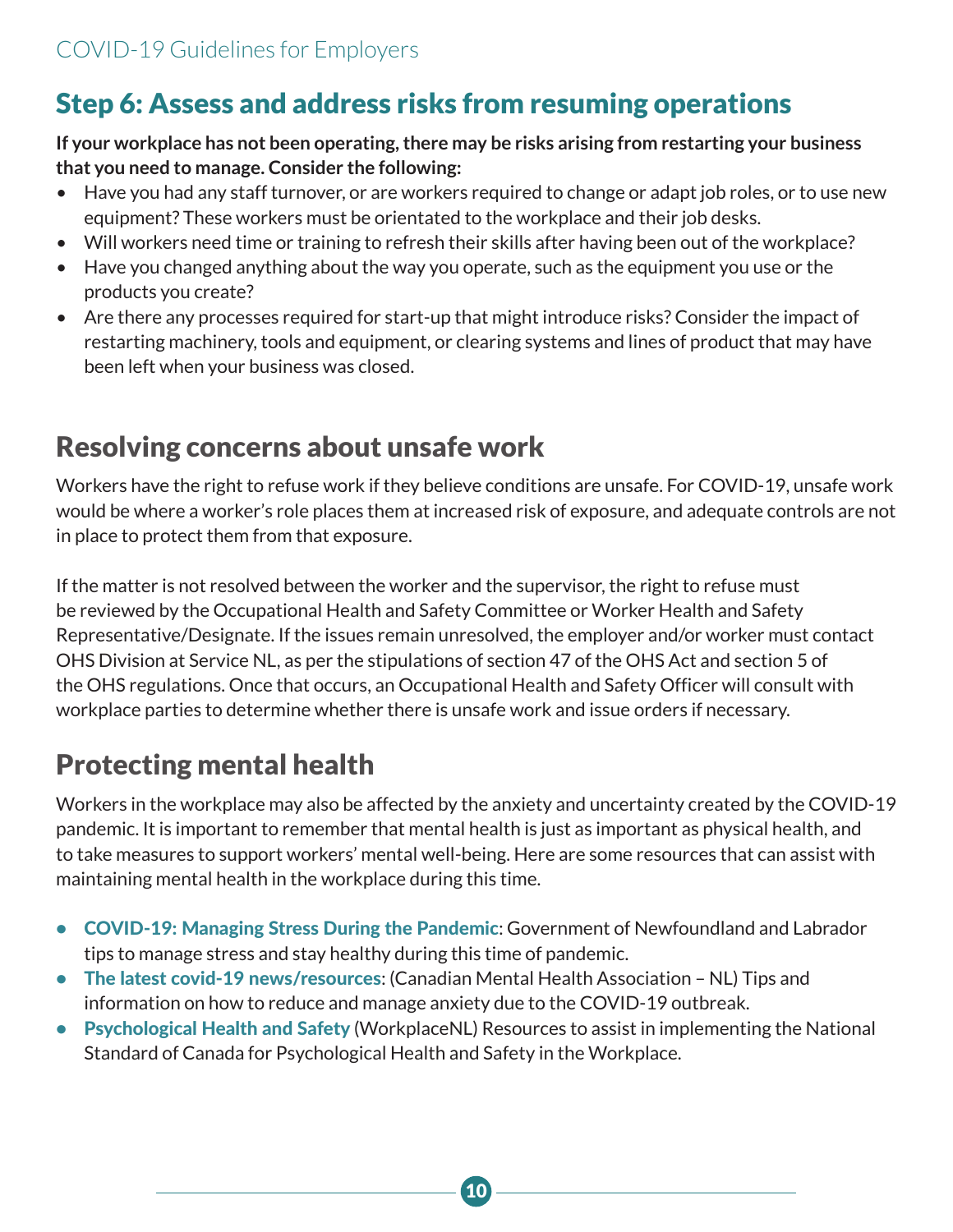## Step 6: Assess and address risks from resuming operations

**If your workplace has not been operating, there may be risks arising from restarting your business that you need to manage. Consider the following:**

- Have you had any staff turnover, or are workers required to change or adapt job roles, or to use new equipment? These workers must be orientated to the workplace and their job desks.
- Will workers need time or training to refresh their skills after having been out of the workplace?
- Have you changed anything about the way you operate, such as the equipment you use or the products you create?
- Are there any processes required for start-up that might introduce risks? Consider the impact of restarting machinery, tools and equipment, or clearing systems and lines of product that may have been left when your business was closed.

## Resolving concerns about unsafe work

Workers have the right to refuse work if they believe conditions are unsafe. For COVID-19, unsafe work would be where a worker's role places them at increased risk of exposure, and adequate controls are not in place to protect them from that exposure.

If the matter is not resolved between the worker and the supervisor, the right to refuse must be reviewed by the Occupational Health and Safety Committee or Worker Health and Safety Representative/Designate. If the issues remain unresolved, the employer and/or worker must contact OHS Division at Service NL, as per the stipulations of section 47 of the OHS Act and section 5 of the OHS regulations. Once that occurs, an Occupational Health and Safety Officer will consult with workplace parties to determine whether there is unsafe work and issue orders if necessary.

## Protecting mental health

Workers in the workplace may also be affected by the anxiety and uncertainty created by the COVID-19 pandemic. It is important to remember that mental health is just as important as physical health, and to take measures to support workers' mental well-being. Here are some resources that can assist with maintaining mental health in the workplace during this time.

- **COVID-19: Managing Stress During the Pandemic**: Government of Newfoundland and Labrador tips to manage stress and stay healthy during this time of pandemic.
- **The latest covid-19 news/resources**: (Canadian Mental Health Association – NL) Tips and information on how to reduce and manage anxiety due to the COVID-19 outbreak.
- **Psychological Health and Safety** (WorkplaceNL) Resources to assist in implementing the National Standard of Canada for Psychological Health and Safety in the Workplace.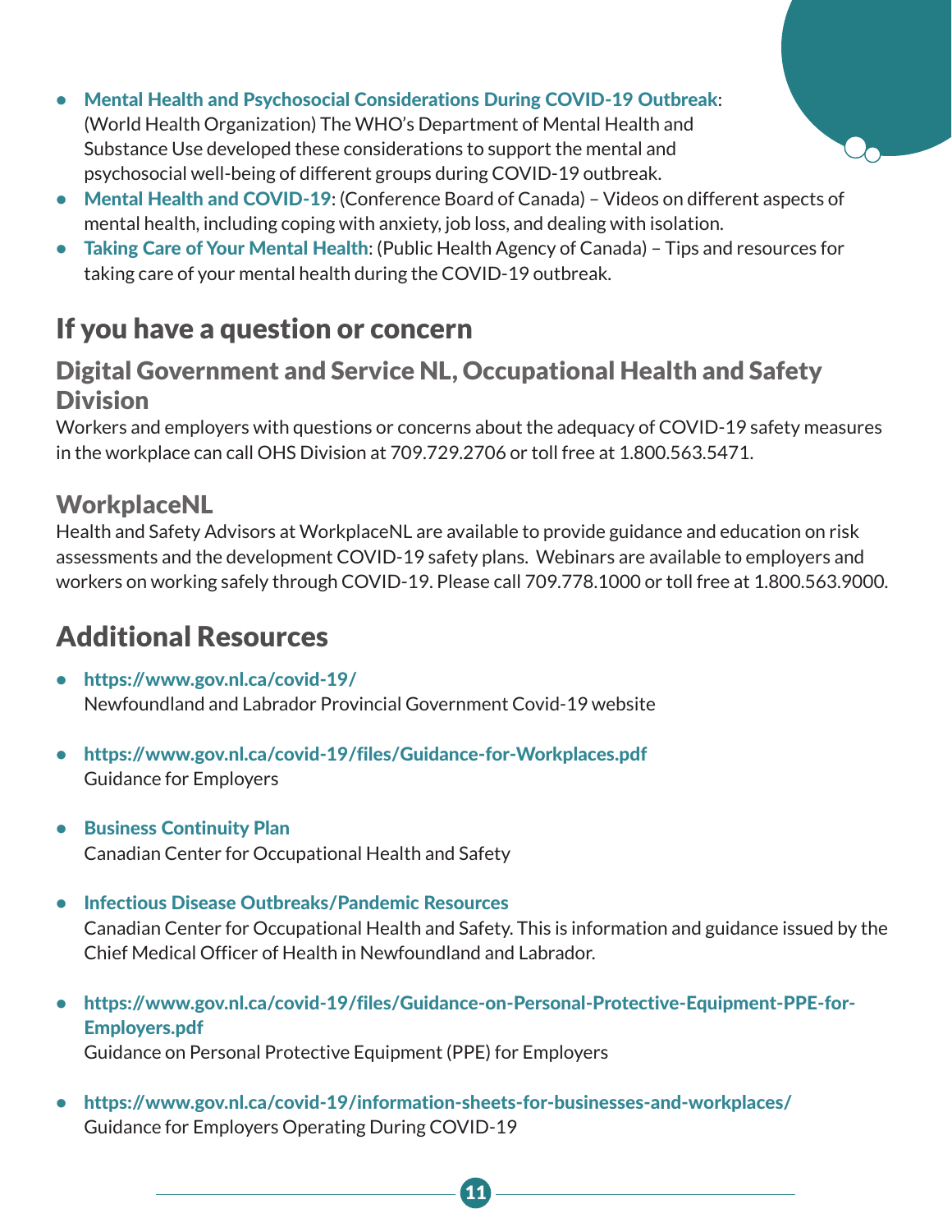- **Mental Health and Psychosocial Considerations During COVID-19 Outbreak**: (World Health Organization) The WHO's Department of Mental Health and Substance Use developed these considerations to support the mental and psychosocial well-being of different groups during COVID-19 outbreak.
- **Mental Health and COVID-19**: (Conference Board of Canada) – Videos on different aspects of mental health, including coping with anxiety, job loss, and dealing with isolation.
- **Taking Care of Your Mental Health**: (Public Health Agency of Canada) – Tips and resources for taking care of your mental health during the COVID-19 outbreak.

## If you have a question or concern

### Digital Government and Service NL, Occupational Health and Safety Division

Workers and employers with questions or concerns about the adequacy of COVID-19 safety measures in the workplace can call OHS Division at 709.729.2706 or toll free at 1.800.563.5471.

### WorkplaceNL

Health and Safety Advisors at WorkplaceNL are available to provide guidance and education on risk assessments and the development COVID-19 safety plans. Webinars are available to employers and workers on working safely through COVID-19. Please call 709.778.1000 or toll free at 1.800.563.9000.

## Additional Resources

- **https://www.gov.nl.ca/covid-19/**
  Newfoundland and Labrador Provincial Government Covid-19 website

- **https://www.gov.nl.ca/covid-19/files/Guidance-for-Workplaces.pdf**
  Guidance for Employers

- **Business Continuity Plan**
  Canadian Center for Occupational Health and Safety

- **Infectious Disease Outbreaks/Pandemic Resources**
  Canadian Center for Occupational Health and Safety. This is information and guidance issued by the Chief Medical Officer of Health in Newfoundland and Labrador.

- **https://www.gov.nl.ca/covid-19/files/Guidance-on-Personal-Protective-Equipment-PPE-for-Employers.pdf**
  Guidance on Personal Protective Equipment (PPE) for Employers

- **https://www.gov.nl.ca/covid-19/information-sheets-for-businesses-and-workplaces/**
  Guidance for Employers Operating During COVID-19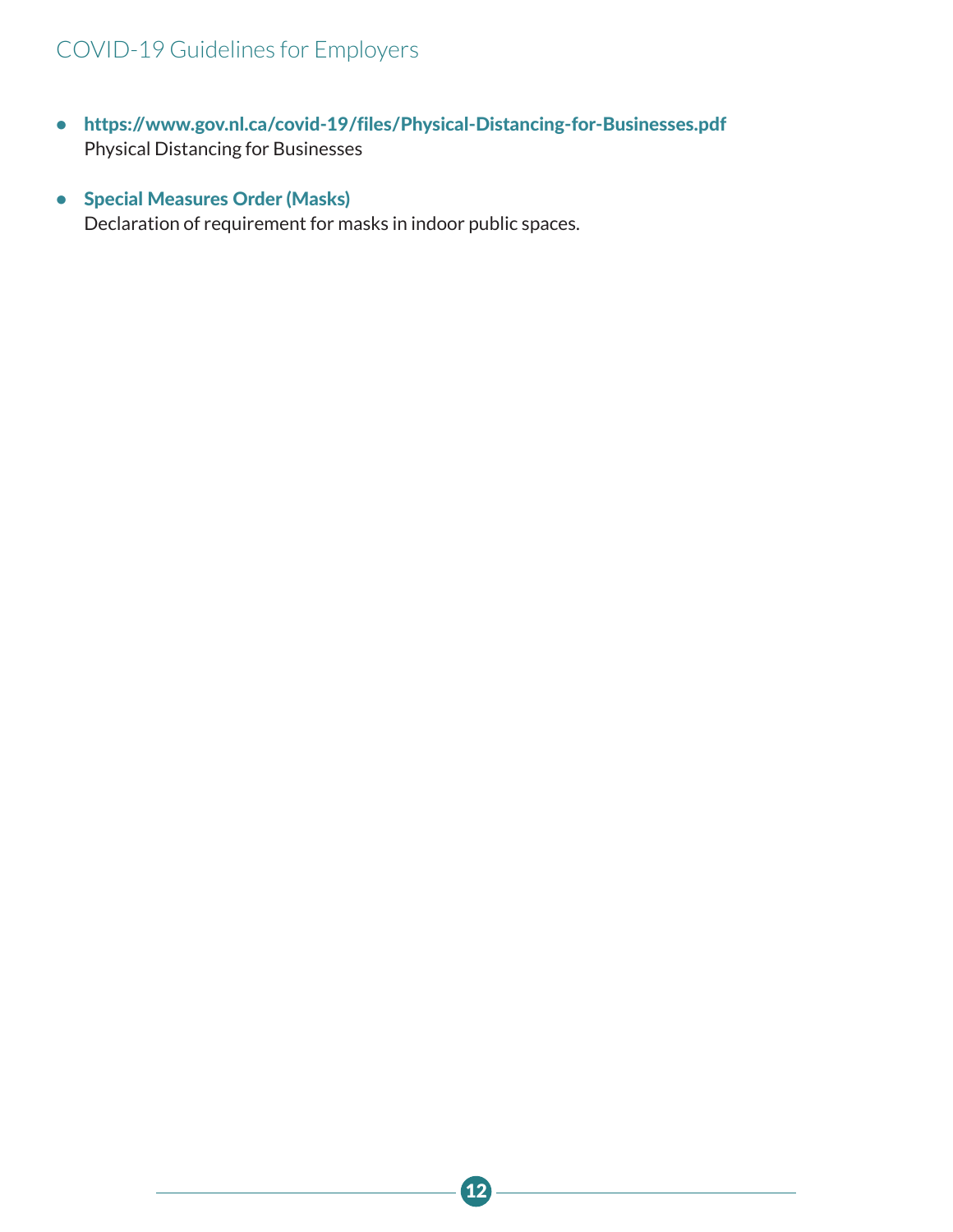- **https://www.gov.nl.ca/covid-19/files/Physical-Distancing-for-Businesses.pdf**
  Physical Distancing for Businesses

- **Special Measures Order (Masks)**
  Declaration of requirement for masks in indoor public spaces.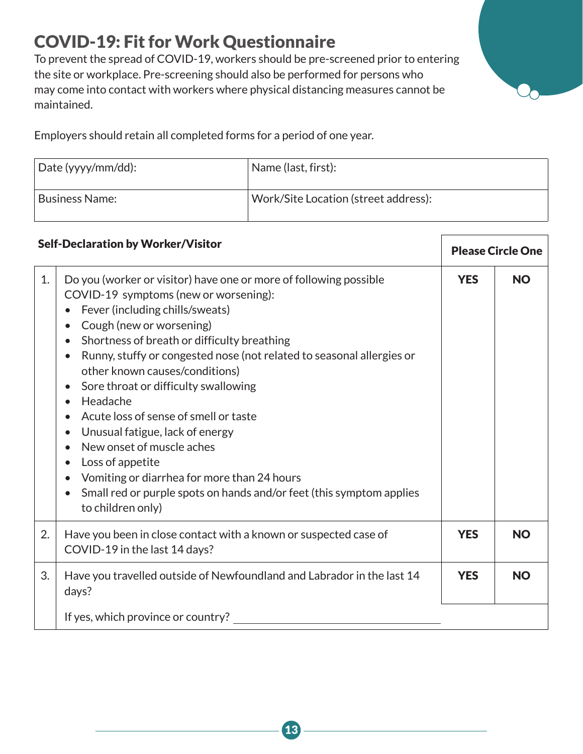# COVID-19: Fit for Work Questionnaire

To prevent the spread of COVID-19, workers should be pre-screened prior to entering the site or workplace. Pre-screening should also be performed for persons who may come into contact with workers where physical distancing measures cannot be maintained.

Employers should retain all completed forms for a period of one year.

| Date (yyyy/mm/dd): | Name (last, first): |
|---|---|
| Business Name: | Work/Site Location (street address): |

| | **Self-Declaration by Worker/Visitor** | **Please Circle One** | |
|---|---|---|---|
| 1. | Do you (worker or visitor) have one or more of following possible COVID-19 symptoms (new or worsening):<br>• Fever (including chills/sweats)<br>• Cough (new or worsening)<br>• Shortness of breath or difficulty breathing<br>• Runny, stuffy or congested nose (not related to seasonal allergies or other known causes/conditions)<br>• Sore throat or difficulty swallowing<br>• Headache<br>• Acute loss of sense of smell or taste<br>• Unusual fatigue, lack of energy<br>• New onset of muscle aches<br>• Loss of appetite<br>• Vomiting or diarrhea for more than 24 hours<br>• Small red or purple spots on hands and/or feet (this symptom applies to children only) | **YES** | **NO** |
| 2. | Have you been in close contact with a known or suspected case of COVID-19 in the last 14 days? | **YES** | **NO** |
| 3. | Have you travelled outside of Newfoundland and Labrador in the last 14 days?<br><br>If yes, which province or country? ______________________ | **YES** | **NO** |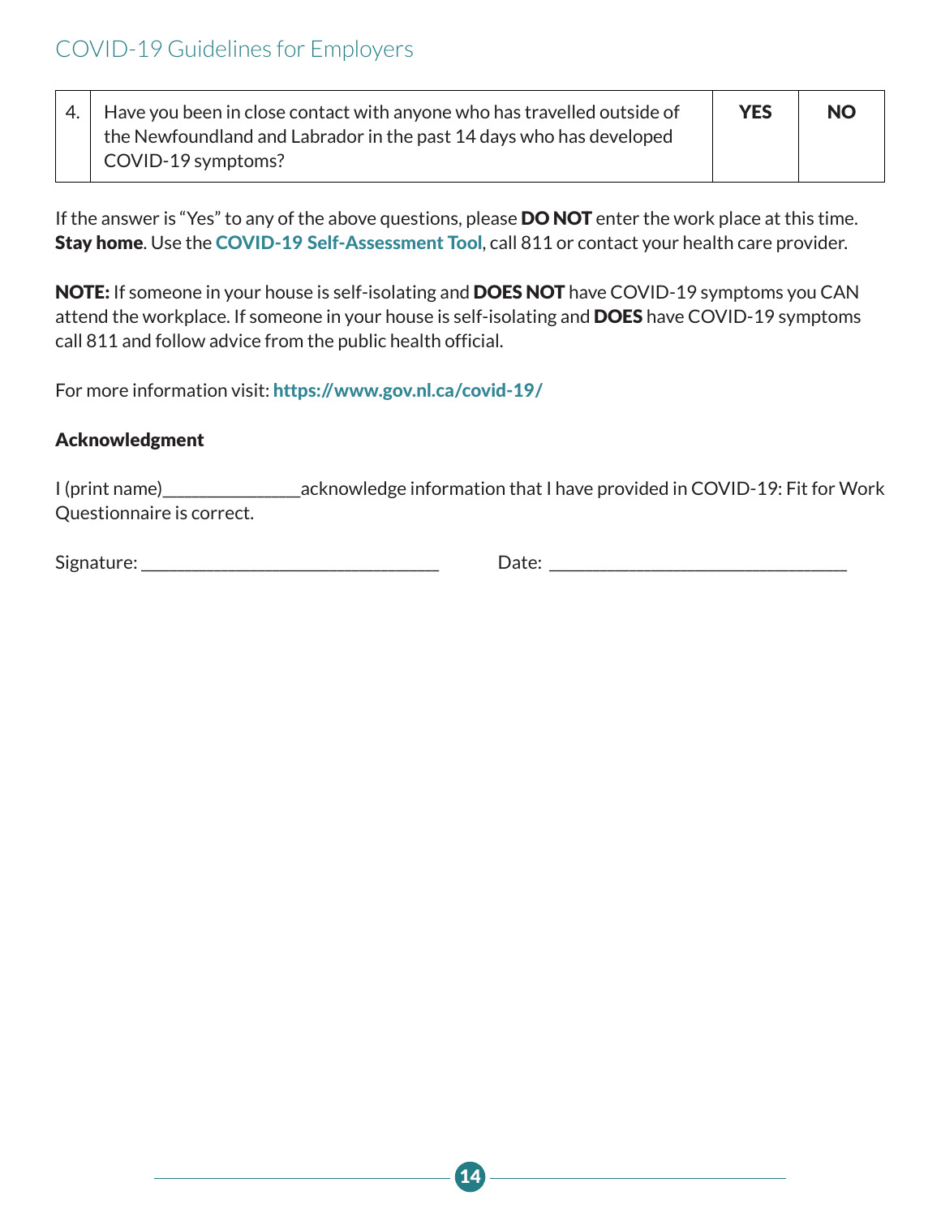| | | | |
|---|---|---|---|
| 4. | Have you been in close contact with anyone who has travelled outside of the Newfoundland and Labrador in the past 14 days who has developed COVID-19 symptoms? | **YES** | **NO** |

If the answer is "Yes" to any of the above questions, please **DO NOT** enter the work place at this time. **Stay home**. Use the **COVID-19 Self-Assessment Tool**, call 811 or contact your health care provider.

**NOTE:** If someone in your house is self-isolating and **DOES NOT** have COVID-19 symptoms you CAN attend the workplace. If someone in your house is self-isolating and **DOES** have COVID-19 symptoms call 811 and follow advice from the public health official.

For more information visit: **https://www.gov.nl.ca/covid-19/**

### Acknowledgment

I (print name)_______________acknowledge information that I have provided in COVID-19: Fit for Work Questionnaire is correct.

Signature: ________________________________ Date: ________________________________